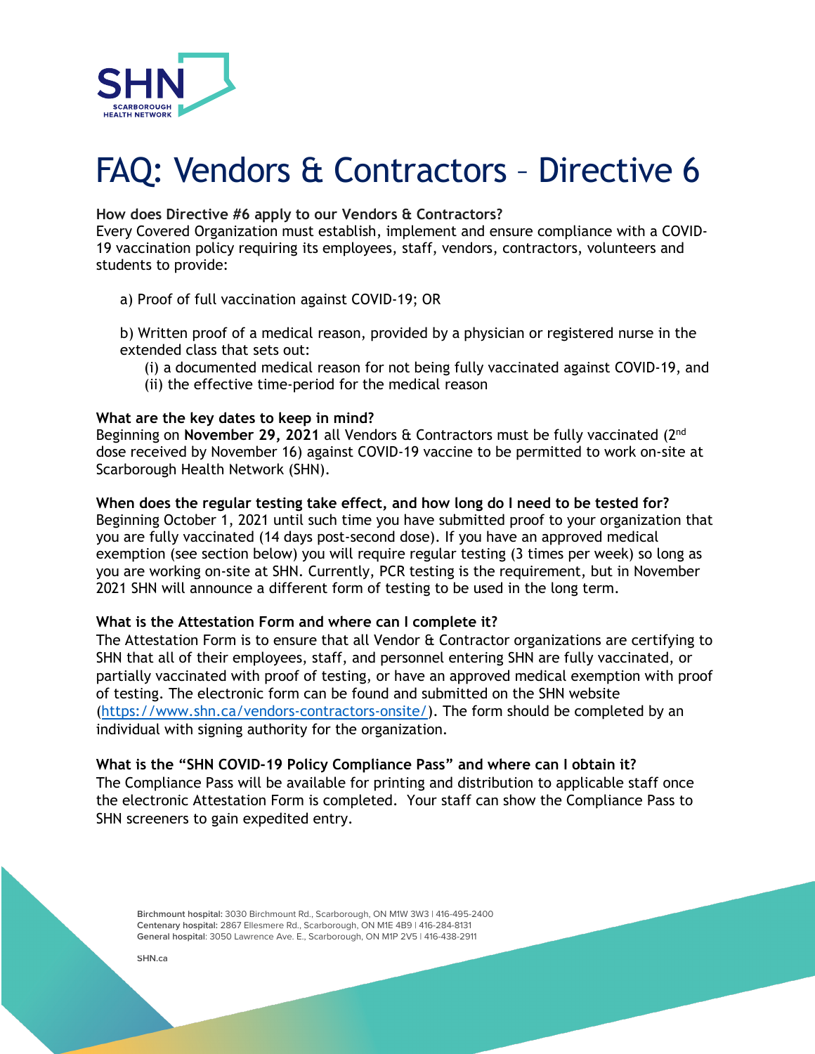# FAQ: Vendors & Contractors – Directive 6

**How does Directive #6 apply to our Vendors & Contractors?**
Every Covered Organization must establish, implement and ensure compliance with a COVID-19 vaccination policy requiring its employees, staff, vendors, contractors, volunteers and students to provide:

a) Proof of full vaccination against COVID-19; OR

b) Written proof of a medical reason, provided by a physician or registered nurse in the extended class that sets out:
   (i) a documented medical reason for not being fully vaccinated against COVID-19, and
   (ii) the effective time-period for the medical reason

**What are the key dates to keep in mind?**
Beginning on **November 29, 2021** all Vendors & Contractors must be fully vaccinated (2nd dose received by November 16) against COVID-19 vaccine to be permitted to work on-site at Scarborough Health Network (SHN).

**When does the regular testing take effect, and how long do I need to be tested for?**
Beginning October 1, 2021 until such time you have submitted proof to your organization that you are fully vaccinated (14 days post-second dose). If you have an approved medical exemption (see section below) you will require regular testing (3 times per week) so long as you are working on-site at SHN. Currently, PCR testing is the requirement, but in November 2021 SHN will announce a different form of testing to be used in the long term.

**What is the Attestation Form and where can I complete it?**
The Attestation Form is to ensure that all Vendor & Contractor organizations are certifying to SHN that all of their employees, staff, and personnel entering SHN are fully vaccinated, or partially vaccinated with proof of testing, or have an approved medical exemption with proof of testing. The electronic form can be found and submitted on the SHN website (https://www.shn.ca/vendors-contractors-onsite/). The form should be completed by an individual with signing authority for the organization.

**What is the "SHN COVID-19 Policy Compliance Pass" and where can I obtain it?**
The Compliance Pass will be available for printing and distribution to applicable staff once the electronic Attestation Form is completed. Your staff can show the Compliance Pass to SHN screeners to gain expedited entry.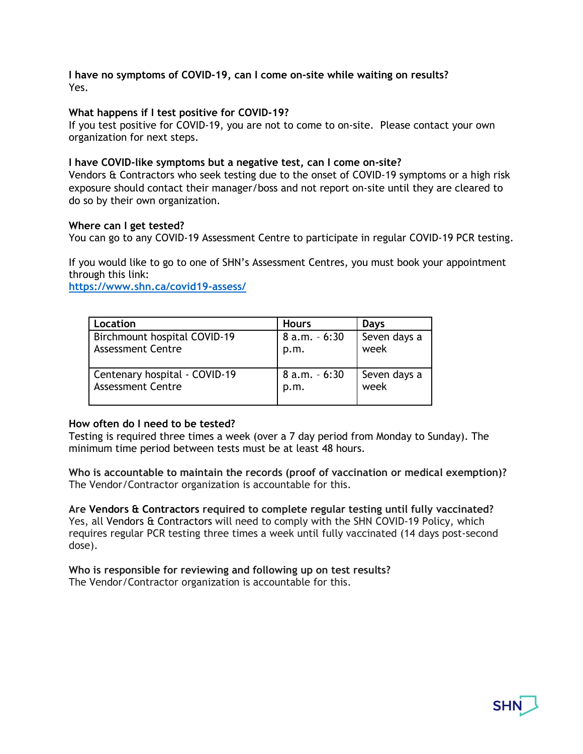**I have no symptoms of COVID-19, can I come on-site while waiting on results?**
Yes.

**What happens if I test positive for COVID-19?**
If you test positive for COVID-19, you are not to come to on-site. Please contact your own organization for next steps.

**I have COVID-like symptoms but a negative test, can I come on-site?**
Vendors & Contractors who seek testing due to the onset of COVID-19 symptoms or a high risk exposure should contact their manager/boss and not report on-site until they are cleared to do so by their own organization.

**Where can I get tested?**
You can go to any COVID-19 Assessment Centre to participate in regular COVID-19 PCR testing.

If you would like to go to one of SHN's Assessment Centres, you must book your appointment through this link:
https://www.shn.ca/covid19-assess/

| Location | Hours | Days |
|---|---|---|
| Birchmount hospital COVID-19 Assessment Centre | 8 a.m. - 6:30 p.m. | Seven days a week |
| Centenary hospital - COVID-19 Assessment Centre | 8 a.m. - 6:30 p.m. | Seven days a week |

**How often do I need to be tested?**
Testing is required three times a week (over a 7 day period from Monday to Sunday). The minimum time period between tests must be at least 48 hours.

**Who is accountable to maintain the records (proof of vaccination or medical exemption)?**
The Vendor/Contractor organization is accountable for this.

**Are Vendors & Contractors required to complete regular testing until fully vaccinated?**
Yes, all Vendors & Contractors will need to comply with the SHN COVID-19 Policy, which requires regular PCR testing three times a week until fully vaccinated (14 days post-second dose).

**Who is responsible for reviewing and following up on test results?**
The Vendor/Contractor organization is accountable for this.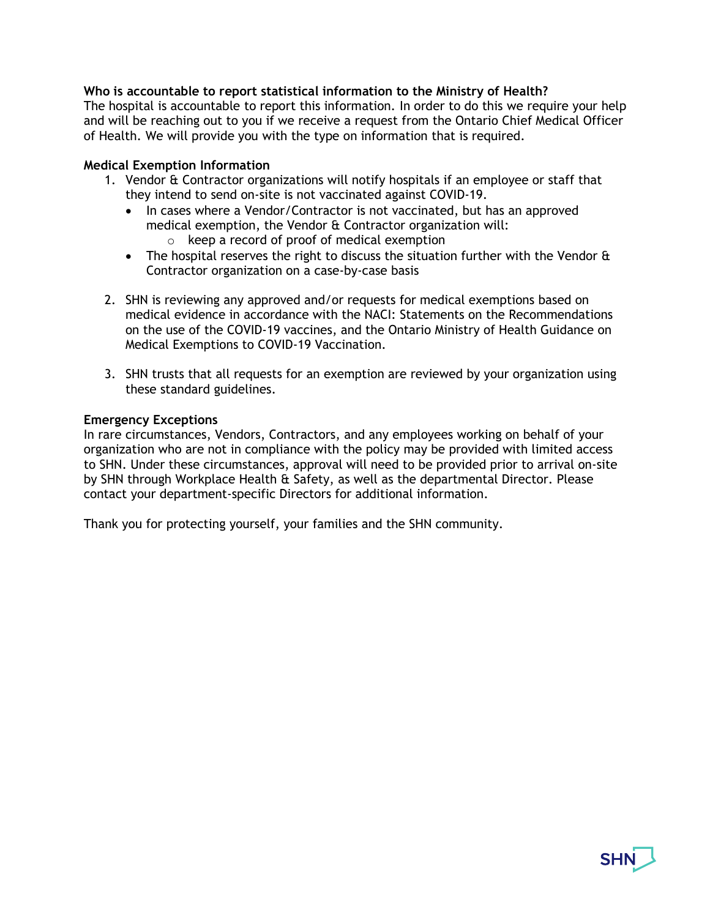**Who is accountable to report statistical information to the Ministry of Health?**

The hospital is accountable to report this information. In order to do this we require your help and will be reaching out to you if we receive a request from the Ontario Chief Medical Officer of Health. We will provide you with the type on information that is required.

**Medical Exemption Information**

1. Vendor & Contractor organizations will notify hospitals if an employee or staff that they intend to send on-site is not vaccinated against COVID-19.
   - In cases where a Vendor/Contractor is not vaccinated, but has an approved medical exemption, the Vendor & Contractor organization will:
     - keep a record of proof of medical exemption
   - The hospital reserves the right to discuss the situation further with the Vendor & Contractor organization on a case-by-case basis

2. SHN is reviewing any approved and/or requests for medical exemptions based on medical evidence in accordance with the NACI: Statements on the Recommendations on the use of the COVID-19 vaccines, and the Ontario Ministry of Health Guidance on Medical Exemptions to COVID-19 Vaccination.

3. SHN trusts that all requests for an exemption are reviewed by your organization using these standard guidelines.

**Emergency Exceptions**

In rare circumstances, Vendors, Contractors, and any employees working on behalf of your organization who are not in compliance with the policy may be provided with limited access to SHN. Under these circumstances, approval will need to be provided prior to arrival on-site by SHN through Workplace Health & Safety, as well as the departmental Director. Please contact your department-specific Directors for additional information.

Thank you for protecting yourself, your families and the SHN community.